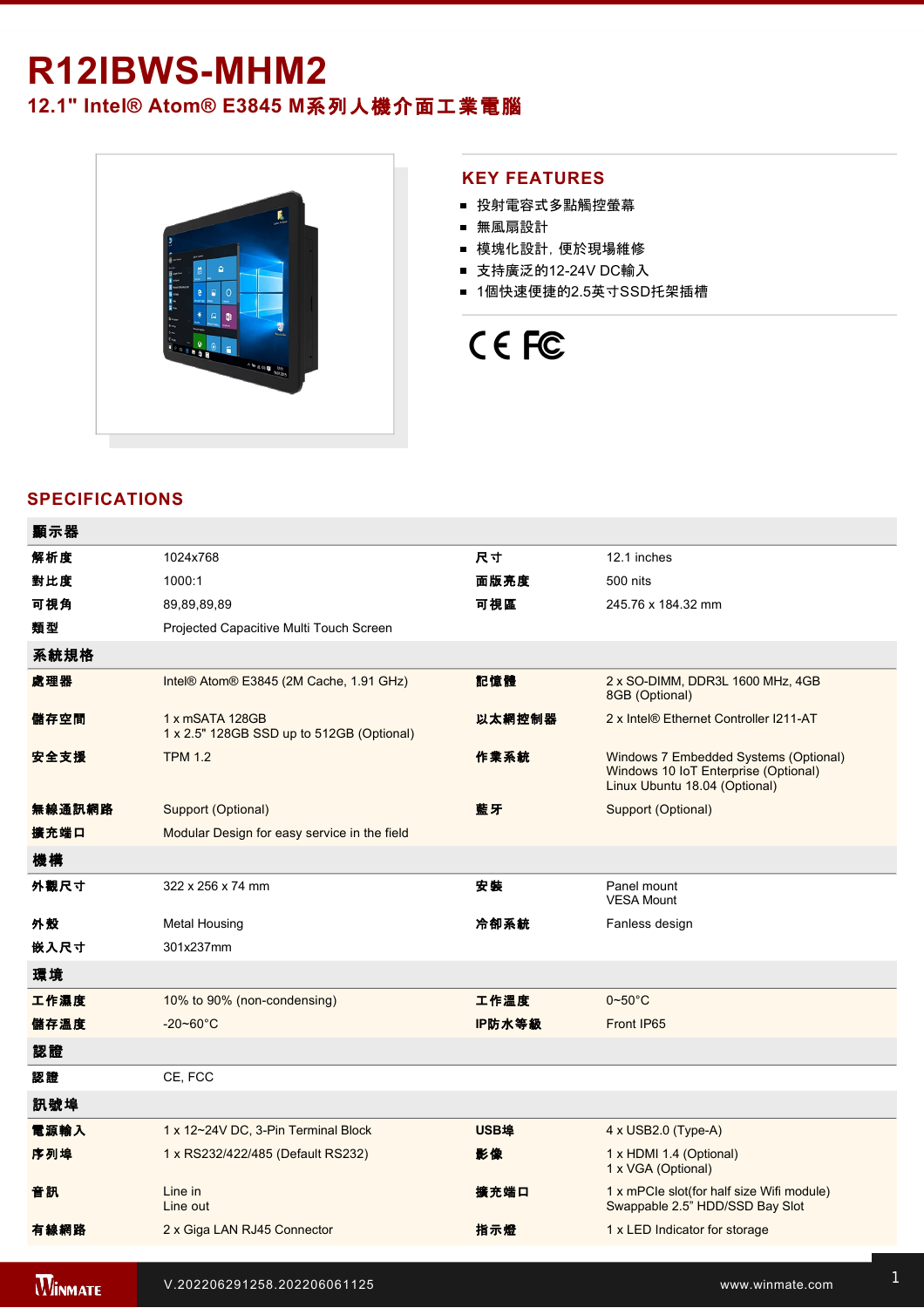# R12IBWS-MHM2

## 12.1" Intel® Atom® E3845 M系列人機介面工業電腦

## KEY FEATURES

- 投射電容式多點觸控螢幕
- 無風扇設計
- 模塊化設計，便於現場維修
- 支持廣泛的12-24V DC輸入
- 1個快速便捷的2.5英寸SSD托架插槽

## SPECIFICATIONS

| 顯示器 | | | |
|---|---|---|---|
| 解析度 | 1024x768 | 尺寸 | 12.1 inches |
| 對比度 | 1000:1 | 面版亮度 | 500 nits |
| 可視角 | 89,89,89,89 | 可視區 | 245.76 x 184.32 mm |
| 類型 | Projected Capacitive Multi Touch Screen | | |
| **系統規格** | | | |
| 處理器 | Intel® Atom® E3845 (2M Cache, 1.91 GHz) | 記憶體 | 2 x SO-DIMM, DDR3L 1600 MHz, 4GB<br>8GB (Optional) |
| 儲存空間 | 1 x mSATA 128GB<br>1 x 2.5" 128GB SSD up to 512GB (Optional) | 以太網控制器 | 2 x Intel® Ethernet Controller I211-AT |
| 安全支援 | TPM 1.2 | 作業系統 | Windows 7 Embedded Systems (Optional)<br>Windows 10 IoT Enterprise (Optional)<br>Linux Ubuntu 18.04 (Optional) |
| 無線通訊網路 | Support (Optional) | 藍牙 | Support (Optional) |
| 擴充端口 | Modular Design for easy service in the field | | |
| **機構** | | | |
| 外觀尺寸 | 322 x 256 x 74 mm | 安裝 | Panel mount<br>VESA Mount |
| 外殼 | Metal Housing | 冷卻系統 | Fanless design |
| 嵌入尺寸 | 301x237mm | | |
| **環境** | | | |
| 工作濕度 | 10% to 90% (non-condensing) | 工作溫度 | 0~50°C |
| 儲存溫度 | -20~60°C | IP防水等級 | Front IP65 |
| **認證** | | | |
| 認證 | CE, FCC | | |
| **訊號埠** | | | |
| 電源輸入 | 1 x 12~24V DC, 3-Pin Terminal Block | USB埠 | 4 x USB2.0 (Type-A) |
| 序列埠 | 1 x RS232/422/485 (Default RS232) | 影像 | 1 x HDMI 1.4 (Optional)<br>1 x VGA (Optional) |
| 音訊 | Line in<br>Line out | 擴充端口 | 1 x mPCIe slot(for half size Wifi module)<br>Swappable 2.5" HDD/SSD Bay Slot |
| 有線網路 | 2 x Giga LAN RJ45 Connector | 指示燈 | 1 x LED Indicator for storage |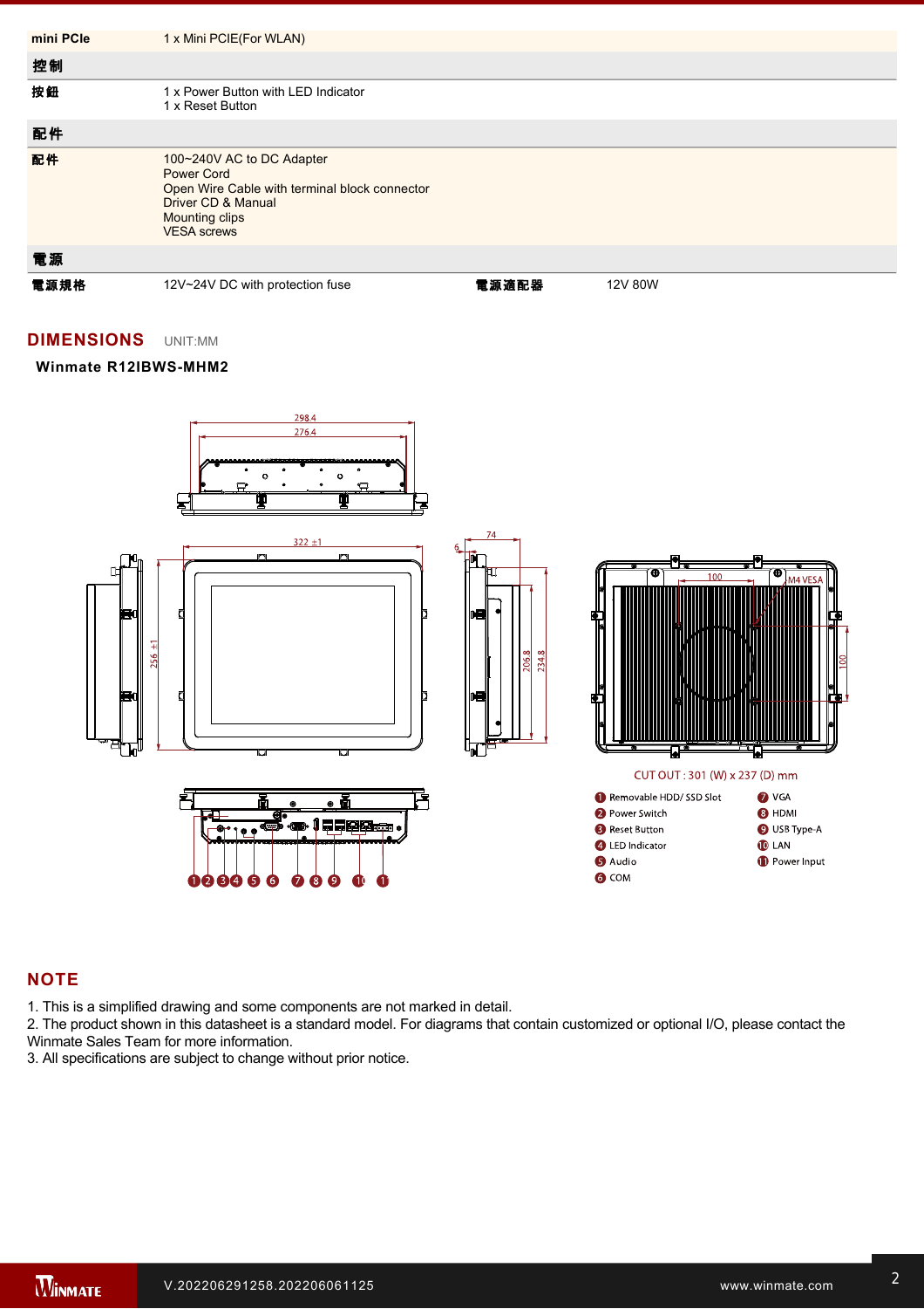| | | | |
|---|---|---|---|
| mini PCIe | 1 x Mini PCIE(For WLAN) | | |
| **控制** | | | |
| 按鈕 | 1 x Power Button with LED Indicator<br>1 x Reset Button | | |
| **配件** | | | |
| 配件 | 100~240V AC to DC Adapter<br>Power Cord<br>Open Wire Cable with terminal block connector<br>Driver CD & Manual<br>Mounting clips<br>VESA screws | | |
| **電源** | | | |
| 電源規格 | 12V~24V DC with protection fuse | 電源適配器 | 12V 80W |

## DIMENSIONS UNIT:MM

**Winmate R12IBWS-MHM2**

298.4
276.4
322 ±1
256 ±1
74
6
206.8
234.8
100
M4 VESA
100

CUT OUT : 301 (W) x 237 (D) mm

1. Removable HDD/ SSD Slot
2. Power Switch
3. Reset Button
4. LED Indicator
5. Audio
6. COM
7. VGA
8. HDMI
9. USB Type-A
10. LAN
11. Power Input

## NOTE

1. This is a simplified drawing and some components are not marked in detail.
2. The product shown in this datasheet is a standard model. For diagrams that contain customized or optional I/O, please contact the Winmate Sales Team for more information.
3. All specifications are subject to change without prior notice.